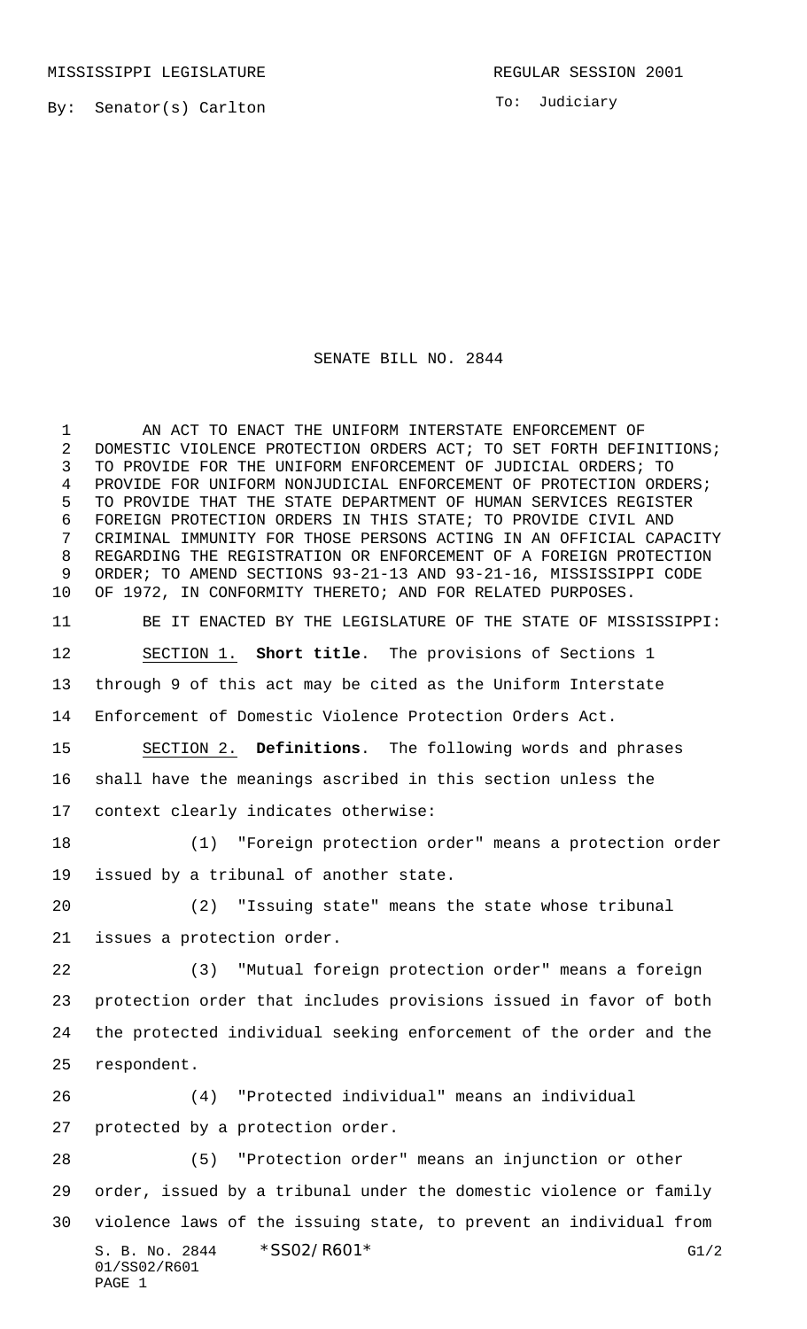MISSISSIPPI LEGISLATURE REGULAR SESSION 2001

By: Senator(s) Carlton

To: Judiciary

# SENATE BILL NO. 2844

AN ACT TO ENACT THE UNIFORM INTERSTATE ENFORCEMENT OF DOMESTIC VIOLENCE PROTECTION ORDERS ACT; TO SET FORTH DEFINITIONS; TO PROVIDE FOR THE UNIFORM ENFORCEMENT OF JUDICIAL ORDERS; TO PROVIDE FOR UNIFORM NONJUDICIAL ENFORCEMENT OF PROTECTION ORDERS; TO PROVIDE THAT THE STATE DEPARTMENT OF HUMAN SERVICES REGISTER FOREIGN PROTECTION ORDERS IN THIS STATE; TO PROVIDE CIVIL AND CRIMINAL IMMUNITY FOR THOSE PERSONS ACTING IN AN OFFICIAL CAPACITY REGARDING THE REGISTRATION OR ENFORCEMENT OF A FOREIGN PROTECTION ORDER; TO AMEND SECTIONS 93-21-13 AND 93-21-16, MISSISSIPPI CODE OF 1972, IN CONFORMITY THERETO; AND FOR RELATED PURPOSES.

BE IT ENACTED BY THE LEGISLATURE OF THE STATE OF MISSISSIPPI:

SECTION 1. **Short title**. The provisions of Sections 1 through 9 of this act may be cited as the Uniform Interstate Enforcement of Domestic Violence Protection Orders Act.

SECTION 2. **Definitions**. The following words and phrases shall have the meanings ascribed in this section unless the context clearly indicates otherwise:

(1) "Foreign protection order" means a protection order issued by a tribunal of another state.

(2) "Issuing state" means the state whose tribunal issues a protection order.

(3) "Mutual foreign protection order" means a foreign protection order that includes provisions issued in favor of both the protected individual seeking enforcement of the order and the respondent.

(4) "Protected individual" means an individual protected by a protection order.

(5) "Protection order" means an injunction or other order, issued by a tribunal under the domestic violence or family violence laws of the issuing state, to prevent an individual from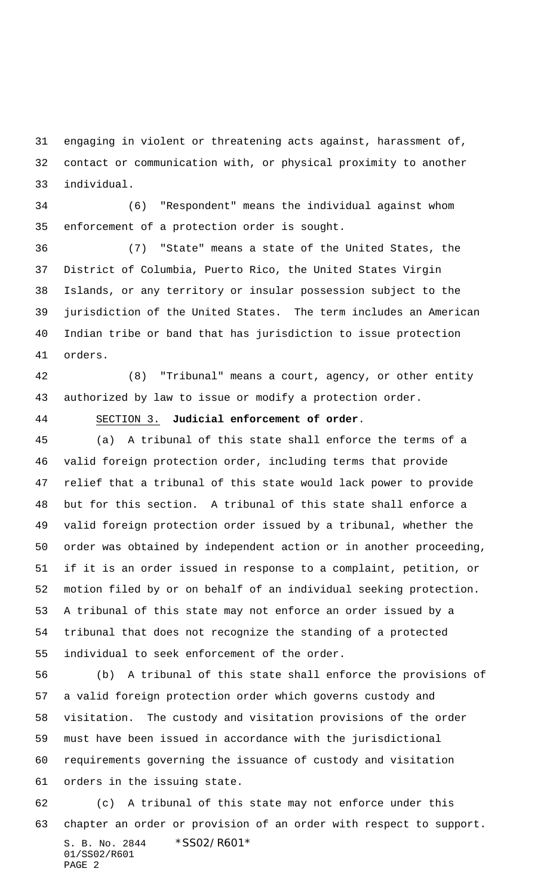engaging in violent or threatening acts against, harassment of, contact or communication with, or physical proximity to another individual.

(6) "Respondent" means the individual against whom enforcement of a protection order is sought.

(7) "State" means a state of the United States, the District of Columbia, Puerto Rico, the United States Virgin Islands, or any territory or insular possession subject to the jurisdiction of the United States. The term includes an American Indian tribe or band that has jurisdiction to issue protection orders.

(8) "Tribunal" means a court, agency, or other entity authorized by law to issue or modify a protection order.

SECTION 3. **Judicial enforcement of order.**

(a) A tribunal of this state shall enforce the terms of a valid foreign protection order, including terms that provide relief that a tribunal of this state would lack power to provide but for this section. A tribunal of this state shall enforce a valid foreign protection order issued by a tribunal, whether the order was obtained by independent action or in another proceeding, if it is an order issued in response to a complaint, petition, or motion filed by or on behalf of an individual seeking protection. A tribunal of this state may not enforce an order issued by a tribunal that does not recognize the standing of a protected individual to seek enforcement of the order.

(b) A tribunal of this state shall enforce the provisions of a valid foreign protection order which governs custody and visitation. The custody and visitation provisions of the order must have been issued in accordance with the jurisdictional requirements governing the issuance of custody and visitation orders in the issuing state.

(c) A tribunal of this state may not enforce under this chapter an order or provision of an order with respect to support.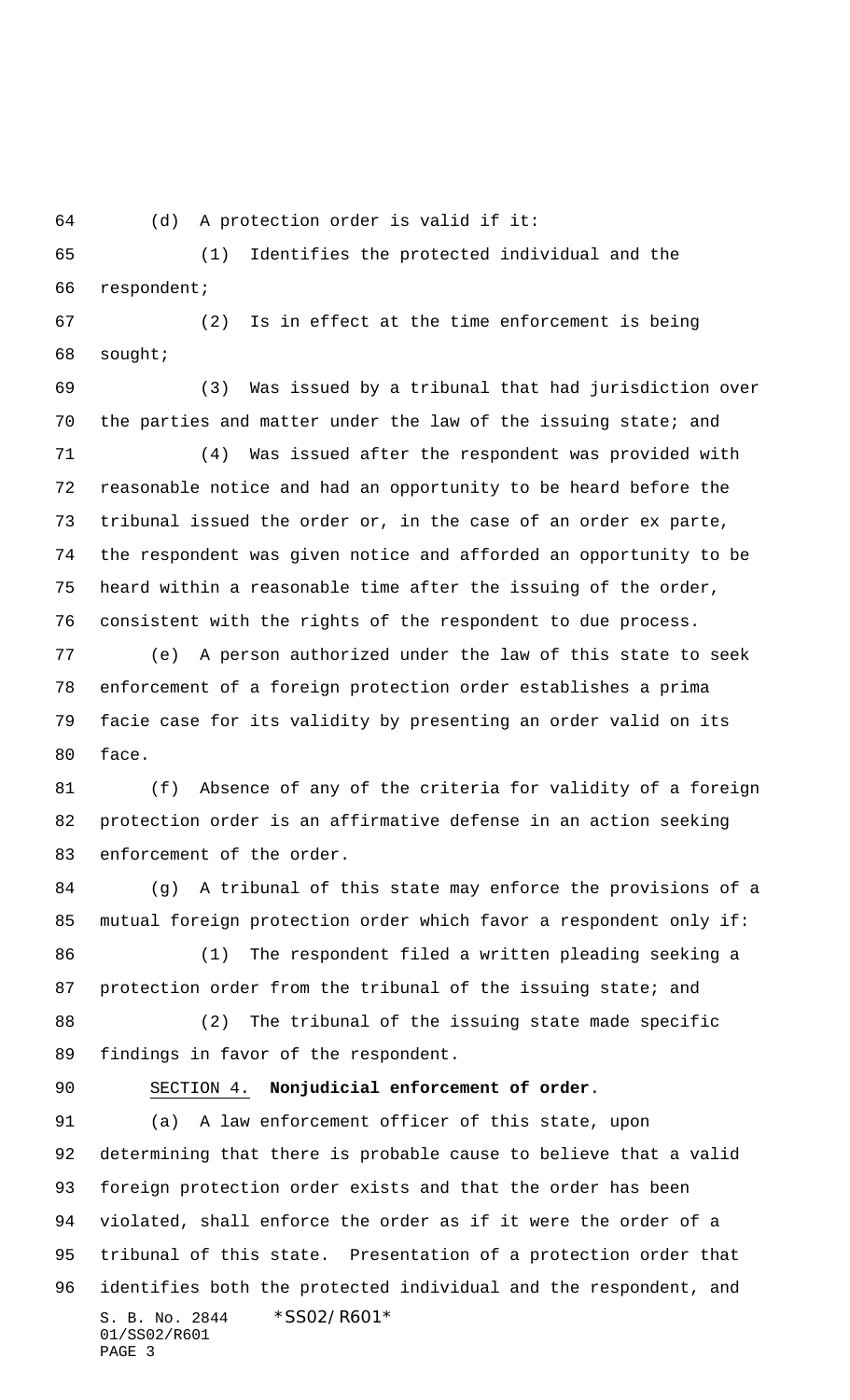(d) A protection order is valid if it:

(1) Identifies the protected individual and the respondent;

(2) Is in effect at the time enforcement is being sought;

(3) Was issued by a tribunal that had jurisdiction over the parties and matter under the law of the issuing state; and

(4) Was issued after the respondent was provided with reasonable notice and had an opportunity to be heard before the tribunal issued the order or, in the case of an order ex parte, the respondent was given notice and afforded an opportunity to be heard within a reasonable time after the issuing of the order, consistent with the rights of the respondent to due process.

(e) A person authorized under the law of this state to seek enforcement of a foreign protection order establishes a prima facie case for its validity by presenting an order valid on its face.

(f) Absence of any of the criteria for validity of a foreign protection order is an affirmative defense in an action seeking enforcement of the order.

(g) A tribunal of this state may enforce the provisions of a mutual foreign protection order which favor a respondent only if:

(1) The respondent filed a written pleading seeking a protection order from the tribunal of the issuing state; and

(2) The tribunal of the issuing state made specific findings in favor of the respondent.

SECTION 4. **Nonjudicial enforcement of order**.

(a) A law enforcement officer of this state, upon determining that there is probable cause to believe that a valid foreign protection order exists and that the order has been violated, shall enforce the order as if it were the order of a tribunal of this state. Presentation of a protection order that identifies both the protected individual and the respondent, and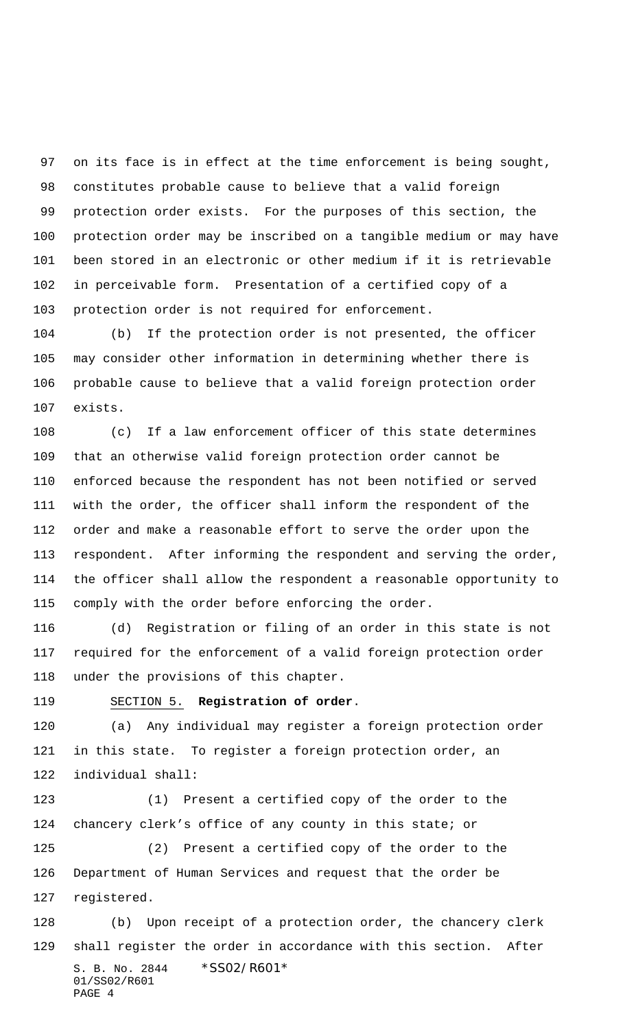on its face is in effect at the time enforcement is being sought, constitutes probable cause to believe that a valid foreign protection order exists. For the purposes of this section, the protection order may be inscribed on a tangible medium or may have been stored in an electronic or other medium if it is retrievable in perceivable form. Presentation of a certified copy of a protection order is not required for enforcement.

(b) If the protection order is not presented, the officer may consider other information in determining whether there is probable cause to believe that a valid foreign protection order exists.

(c) If a law enforcement officer of this state determines that an otherwise valid foreign protection order cannot be enforced because the respondent has not been notified or served with the order, the officer shall inform the respondent of the order and make a reasonable effort to serve the order upon the respondent. After informing the respondent and serving the order, the officer shall allow the respondent a reasonable opportunity to comply with the order before enforcing the order.

(d) Registration or filing of an order in this state is not required for the enforcement of a valid foreign protection order under the provisions of this chapter.

SECTION 5. **Registration of order.**

(a) Any individual may register a foreign protection order in this state. To register a foreign protection order, an individual shall:

(1) Present a certified copy of the order to the chancery clerk's office of any county in this state; or

(2) Present a certified copy of the order to the Department of Human Services and request that the order be registered.

(b) Upon receipt of a protection order, the chancery clerk shall register the order in accordance with this section. After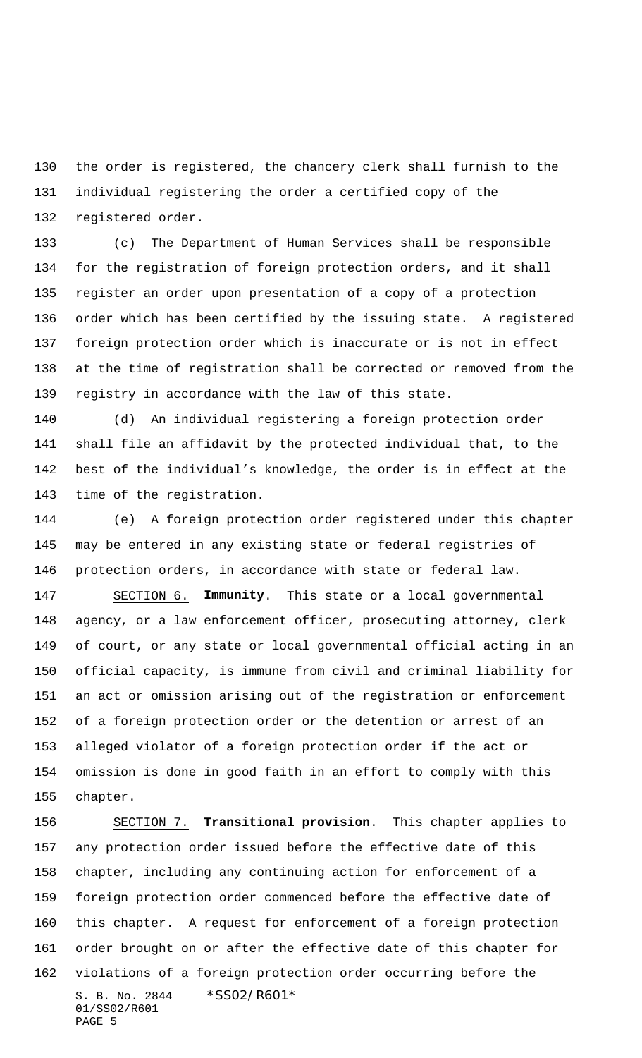the order is registered, the chancery clerk shall furnish to the individual registering the order a certified copy of the registered order.

(c) The Department of Human Services shall be responsible for the registration of foreign protection orders, and it shall register an order upon presentation of a copy of a protection order which has been certified by the issuing state. A registered foreign protection order which is inaccurate or is not in effect at the time of registration shall be corrected or removed from the registry in accordance with the law of this state.

(d) An individual registering a foreign protection order shall file an affidavit by the protected individual that, to the best of the individual's knowledge, the order is in effect at the time of the registration.

(e) A foreign protection order registered under this chapter may be entered in any existing state or federal registries of protection orders, in accordance with state or federal law.

SECTION 6. **Immunity**. This state or a local governmental agency, or a law enforcement officer, prosecuting attorney, clerk of court, or any state or local governmental official acting in an official capacity, is immune from civil and criminal liability for an act or omission arising out of the registration or enforcement of a foreign protection order or the detention or arrest of an alleged violator of a foreign protection order if the act or omission is done in good faith in an effort to comply with this chapter.

SECTION 7. **Transitional provision**. This chapter applies to any protection order issued before the effective date of this chapter, including any continuing action for enforcement of a foreign protection order commenced before the effective date of this chapter. A request for enforcement of a foreign protection order brought on or after the effective date of this chapter for violations of a foreign protection order occurring before the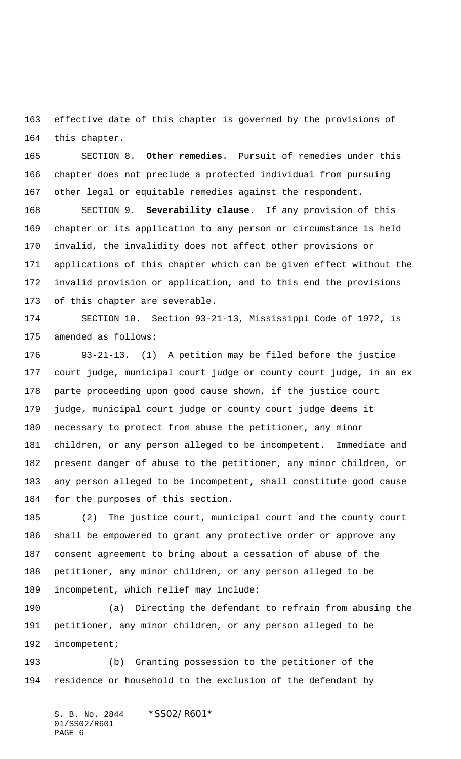effective date of this chapter is governed by the provisions of this chapter.

SECTION 8. **Other remedies**. Pursuit of remedies under this chapter does not preclude a protected individual from pursuing other legal or equitable remedies against the respondent.

SECTION 9. **Severability clause**. If any provision of this chapter or its application to any person or circumstance is held invalid, the invalidity does not affect other provisions or applications of this chapter which can be given effect without the invalid provision or application, and to this end the provisions of this chapter are severable.

SECTION 10. Section 93-21-13, Mississippi Code of 1972, is amended as follows:

93-21-13. (1) A petition may be filed before the justice court judge, municipal court judge or county court judge, in an ex parte proceeding upon good cause shown, if the justice court judge, municipal court judge or county court judge deems it necessary to protect from abuse the petitioner, any minor children, or any person alleged to be incompetent. Immediate and present danger of abuse to the petitioner, any minor children, or any person alleged to be incompetent, shall constitute good cause for the purposes of this section.

(2) The justice court, municipal court and the county court shall be empowered to grant any protective order or approve any consent agreement to bring about a cessation of abuse of the petitioner, any minor children, or any person alleged to be incompetent, which relief may include:

(a) Directing the defendant to refrain from abusing the petitioner, any minor children, or any person alleged to be incompetent;

(b) Granting possession to the petitioner of the residence or household to the exclusion of the defendant by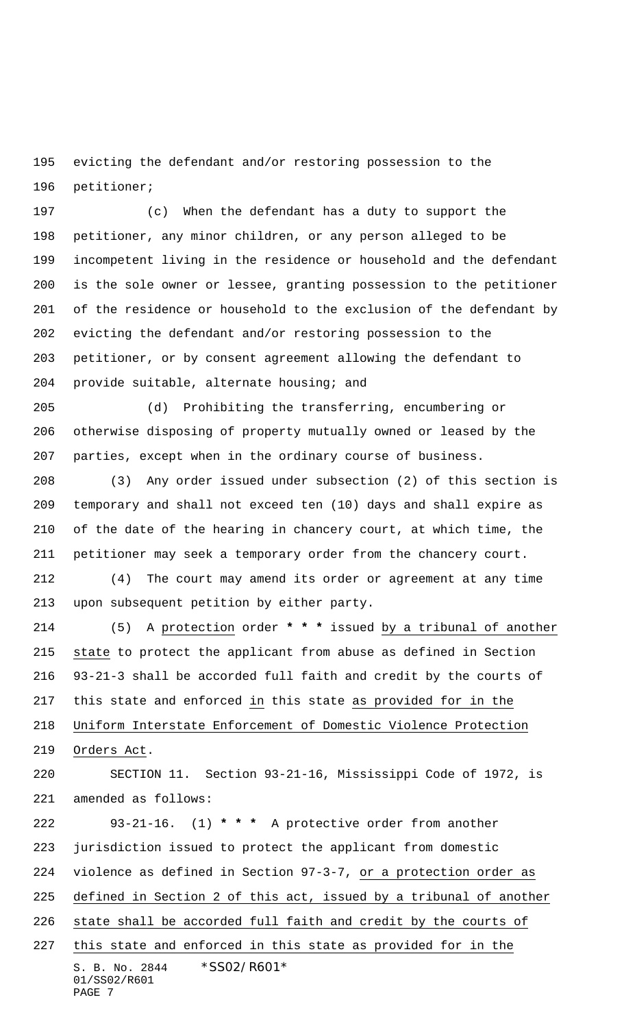evicting the defendant and/or restoring possession to the petitioner;

(c) When the defendant has a duty to support the petitioner, any minor children, or any person alleged to be incompetent living in the residence or household and the defendant is the sole owner or lessee, granting possession to the petitioner of the residence or household to the exclusion of the defendant by evicting the defendant and/or restoring possession to the petitioner, or by consent agreement allowing the defendant to provide suitable, alternate housing; and

(d) Prohibiting the transferring, encumbering or otherwise disposing of property mutually owned or leased by the parties, except when in the ordinary course of business.

(3) Any order issued under subsection (2) of this section is temporary and shall not exceed ten (10) days and shall expire as of the date of the hearing in chancery court, at which time, the petitioner may seek a temporary order from the chancery court.

(4) The court may amend its order or agreement at any time upon subsequent petition by either party.

(5) A protection order *** issued by a tribunal of another state to protect the applicant from abuse as defined in Section 93-21-3 shall be accorded full faith and credit by the courts of this state and enforced in this state as provided for in the Uniform Interstate Enforcement of Domestic Violence Protection Orders Act.

SECTION 11. Section 93-21-16, Mississippi Code of 1972, is amended as follows:

93-21-16. (1) *** A protective order from another jurisdiction issued to protect the applicant from domestic violence as defined in Section 97-3-7, or a protection order as defined in Section 2 of this act, issued by a tribunal of another state shall be accorded full faith and credit by the courts of this state and enforced in this state as provided for in the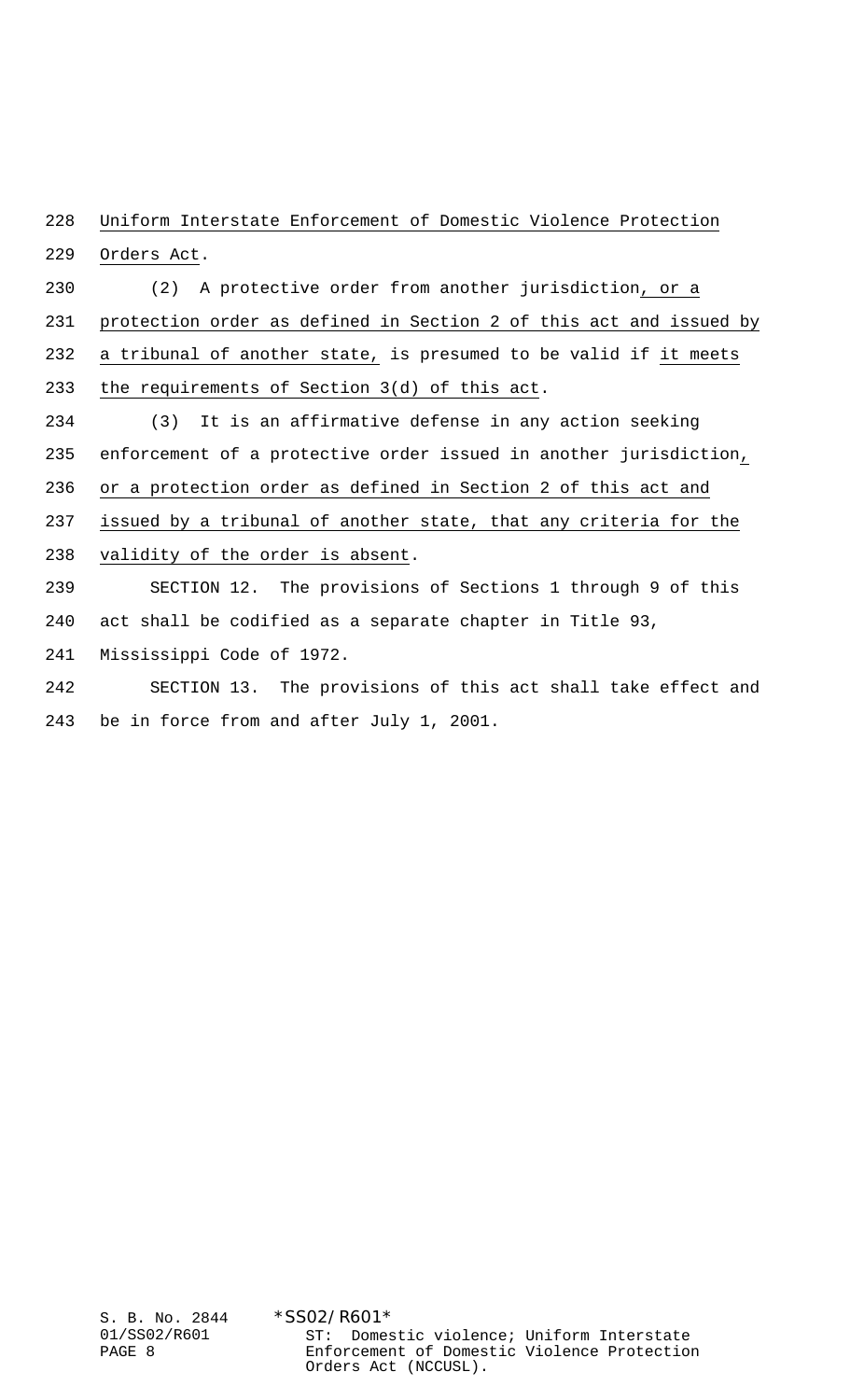Uniform Interstate Enforcement of Domestic Violence Protection Orders Act.

(2) A protective order from another jurisdiction, or a protection order as defined in Section 2 of this act and issued by a tribunal of another state, is presumed to be valid if it meets the requirements of Section 3(d) of this act.

(3) It is an affirmative defense in any action seeking enforcement of a protective order issued in another jurisdiction, or a protection order as defined in Section 2 of this act and issued by a tribunal of another state, that any criteria for the validity of the order is absent.

SECTION 12. The provisions of Sections 1 through 9 of this act shall be codified as a separate chapter in Title 93, Mississippi Code of 1972.

SECTION 13. The provisions of this act shall take effect and be in force from and after July 1, 2001.

S. B. No. 2844 *SS02/R601*
01/SS02/R601
ST: Domestic violence; Uniform Interstate Enforcement of Domestic Violence Protection Orders Act (NCCUSL).